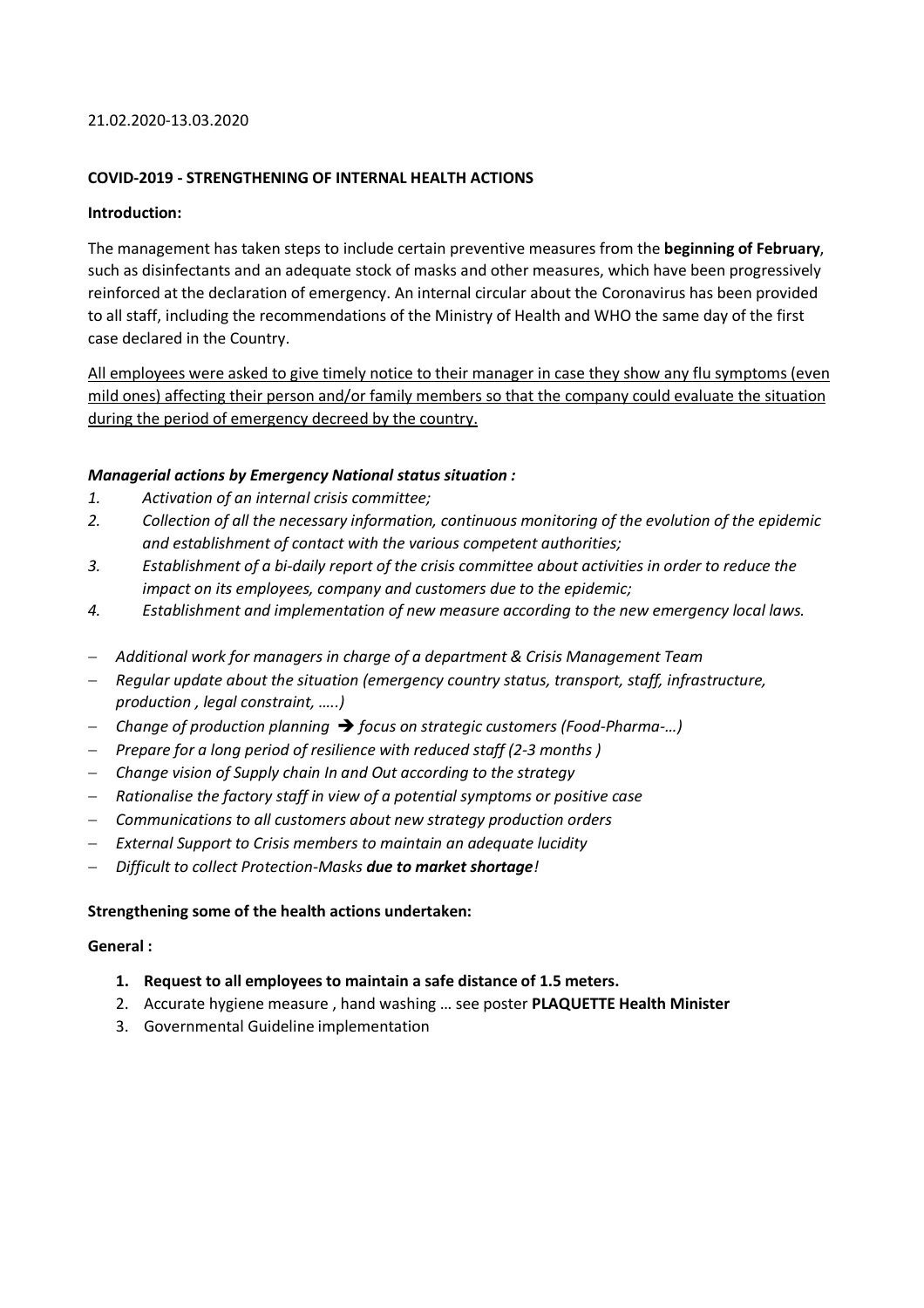21.02.2020-13.03.2020

**COVID-2019 - STRENGTHENING OF INTERNAL HEALTH ACTIONS**

**Introduction:**

The management has taken steps to include certain preventive measures from the **beginning of February**, such as disinfectants and an adequate stock of masks and other measures, which have been progressively reinforced at the declaration of emergency. An internal circular about the Coronavirus has been provided to all staff, including the recommendations of the Ministry of Health and WHO the same day of the first case declared in the Country.

<u>All employees were asked to give timely notice to their manager in case they show any flu symptoms (even mild ones) affecting their person and/or family members so that the company could evaluate the situation during the period of emergency decreed by the country.</u>

***Managerial actions by Emergency National status situation :***

1. *Activation of an internal crisis committee;*
2. *Collection of all the necessary information, continuous monitoring of the evolution of the epidemic and establishment of contact with the various competent authorities;*
3. *Establishment of a bi-daily report of the crisis committee about activities in order to reduce the impact on its employees, company and customers due to the epidemic;*
4. *Establishment and implementation of new measure according to the new emergency local laws.*

- *Additional work for managers in charge of a department & Crisis Management Team*
- *Regular update about the situation (emergency country status, transport, staff, infrastructure, production , legal constraint, …..)*
- *Change of production planning ➔ focus on strategic customers (Food-Pharma-…)*
- *Prepare for a long period of resilience with reduced staff (2-3 months )*
- *Change vision of Supply chain In and Out according to the strategy*
- *Rationalise the factory staff in view of a potential symptoms or positive case*
- *Communications to all customers about new strategy production orders*
- *External Support to Crisis members to maintain an adequate lucidity*
- *Difficult to collect Protection-Masks **due to market shortage**!*

**Strengthening some of the health actions undertaken:**

**General :**

1. **Request to all employees to maintain a safe distance of 1.5 meters.**
2. Accurate hygiene measure , hand washing … see poster **PLAQUETTE Health Minister**
3. Governmental Guideline implementation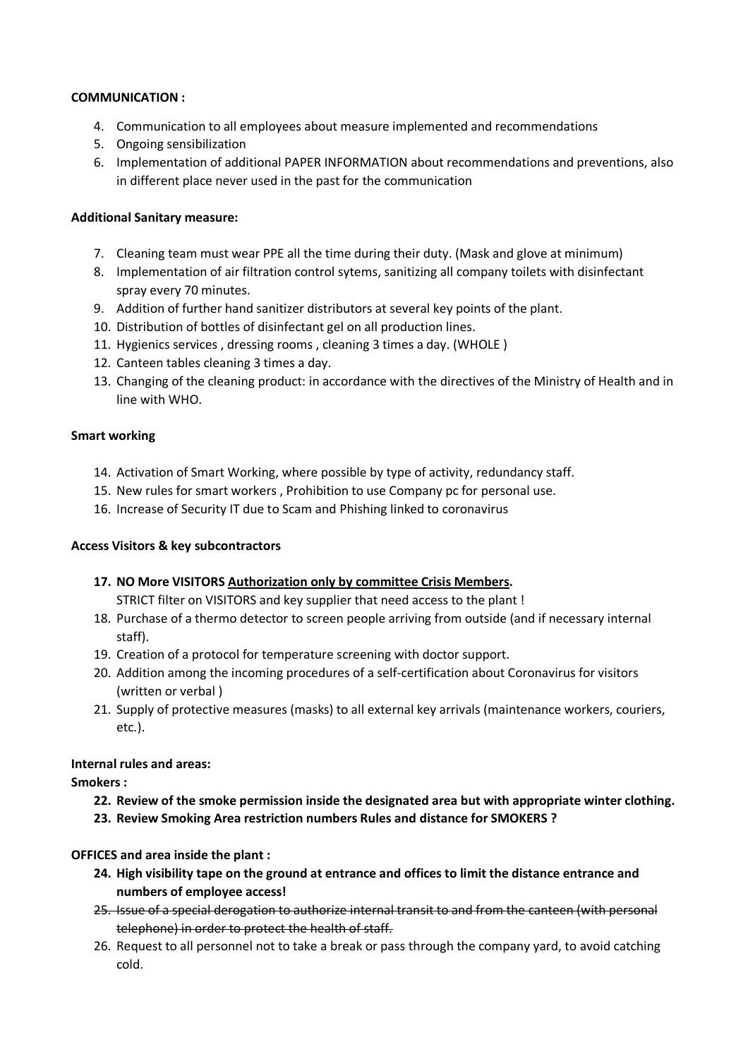**COMMUNICATION :**

4. Communication to all employees about measure implemented and recommendations
5. Ongoing sensibilization
6. Implementation of additional PAPER INFORMATION about recommendations and preventions, also in different place never used in the past for the communication

**Additional Sanitary measure:**

7. Cleaning team must wear PPE all the time during their duty. (Mask and glove at minimum)
8. Implementation of air filtration control sytems, sanitizing all company toilets with disinfectant spray every 70 minutes.
9. Addition of further hand sanitizer distributors at several key points of the plant.
10. Distribution of bottles of disinfectant gel on all production lines.
11. Hygienics services , dressing rooms , cleaning 3 times a day. (WHOLE )
12. Canteen tables cleaning 3 times a day.
13. Changing of the cleaning product: in accordance with the directives of the Ministry of Health and in line with WHO.

**Smart working**

14. Activation of Smart Working, where possible by type of activity, redundancy staff.
15. New rules for smart workers , Prohibition to use Company pc for personal use.
16. Increase of Security IT due to Scam and Phishing linked to coronavirus

**Access Visitors & key subcontractors**

17. **NO More VISITORS <u>Authorization only by committee Crisis Members</u>.**
    STRICT filter on VISITORS and key supplier that need access to the plant !
18. Purchase of a thermo detector to screen people arriving from outside (and if necessary internal staff).
19. Creation of a protocol for temperature screening with doctor support.
20. Addition among the incoming procedures of a self-certification about Coronavirus for visitors (written or verbal )
21. Supply of protective measures (masks) to all external key arrivals (maintenance workers, couriers, etc.).

**Internal rules and areas:**

**Smokers :**

22. **Review of the smoke permission inside the designated area but with appropriate winter clothing.**
23. **Review Smoking Area restriction numbers Rules and distance for SMOKERS ?**

**OFFICES and area inside the plant :**

24. **High visibility tape on the ground at entrance and offices to limit the distance entrance and numbers of employee access!**
25. ~~Issue of a special derogation to authorize internal transit to and from the canteen (with personal telephone) in order to protect the health of staff.~~
26. Request to all personnel not to take a break or pass through the company yard, to avoid catching cold.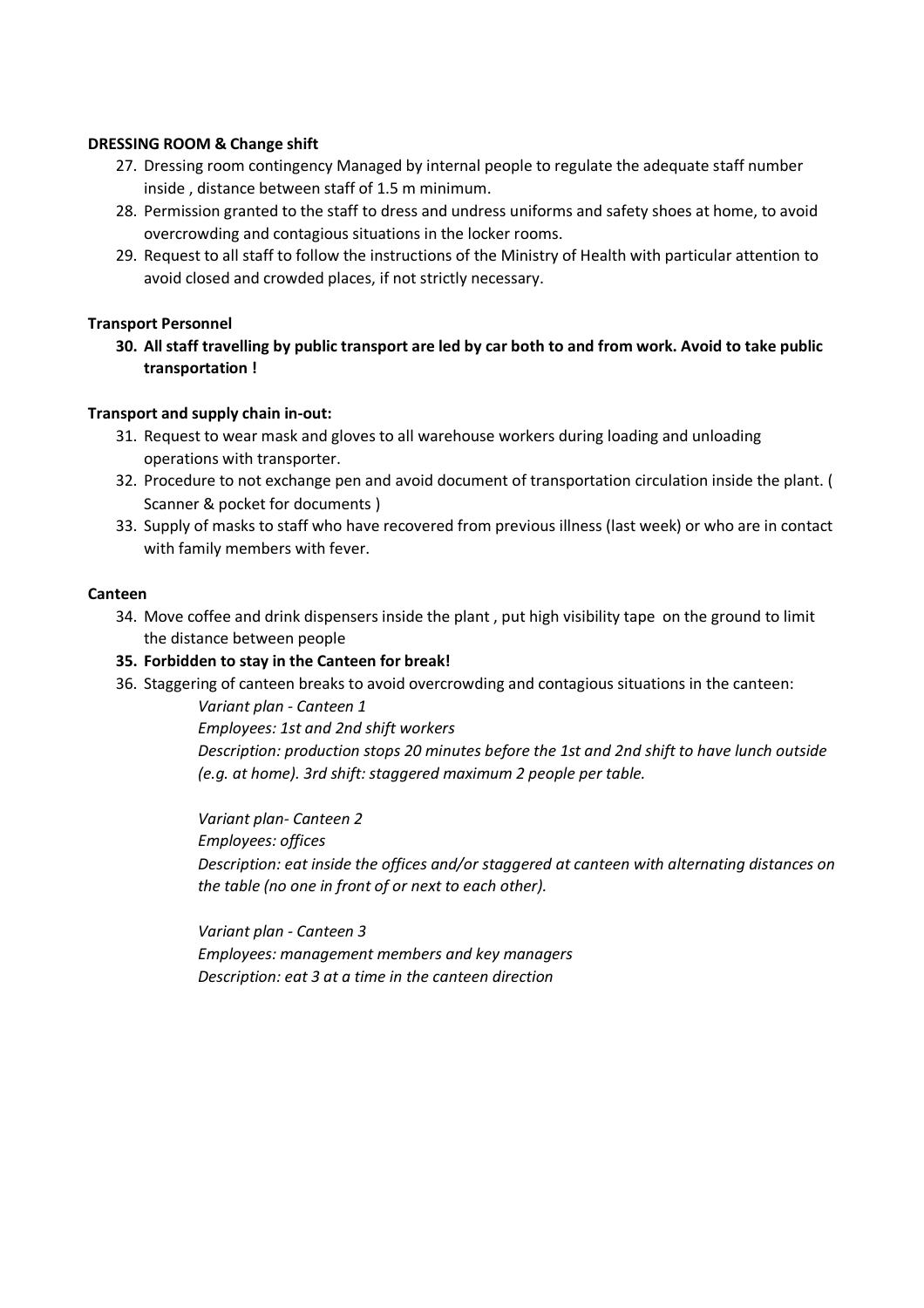**DRESSING ROOM & Change shift**

27. Dressing room contingency Managed by internal people to regulate the adequate staff number inside , distance between staff of 1.5 m minimum.
28. Permission granted to the staff to dress and undress uniforms and safety shoes at home, to avoid overcrowding and contagious situations in the locker rooms.
29. Request to all staff to follow the instructions of the Ministry of Health with particular attention to avoid closed and crowded places, if not strictly necessary.

**Transport Personnel**

30. **All staff travelling by public transport are led by car both to and from work. Avoid to take public transportation !**

**Transport and supply chain in-out:**

31. Request to wear mask and gloves to all warehouse workers during loading and unloading operations with transporter.
32. Procedure to not exchange pen and avoid document of transportation circulation inside the plant. ( Scanner & pocket for documents )
33. Supply of masks to staff who have recovered from previous illness (last week) or who are in contact with family members with fever.

**Canteen**

34. Move coffee and drink dispensers inside the plant , put high visibility tape on the ground to limit the distance between people
35. **Forbidden to stay in the Canteen for break!**
36. Staggering of canteen breaks to avoid overcrowding and contagious situations in the canteen:

    *Variant plan - Canteen 1*
    *Employees: 1st and 2nd shift workers*
    *Description: production stops 20 minutes before the 1st and 2nd shift to have lunch outside (e.g. at home). 3rd shift: staggered maximum 2 people per table.*

    *Variant plan- Canteen 2*
    *Employees: offices*
    *Description: eat inside the offices and/or staggered at canteen with alternating distances on the table (no one in front of or next to each other).*

    *Variant plan - Canteen 3*
    *Employees: management members and key managers*
    *Description: eat 3 at a time in the canteen direction*